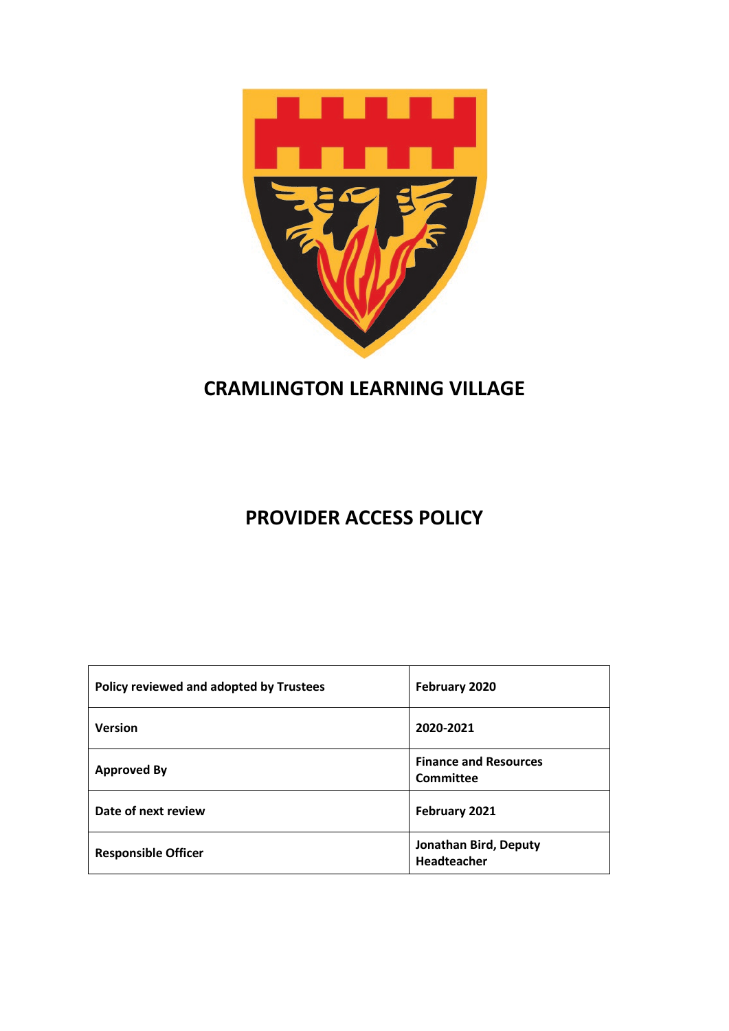# CRAMLINGTON LEARNING VILLAGE

# PROVIDER ACCESS POLICY

| | |
|---|---|
| **Policy reviewed and adopted by Trustees** | **February 2020** |
| **Version** | **2020-2021** |
| **Approved By** | **Finance and Resources Committee** |
| **Date of next review** | **February 2021** |
| **Responsible Officer** | **Jonathan Bird, Deputy Headteacher** |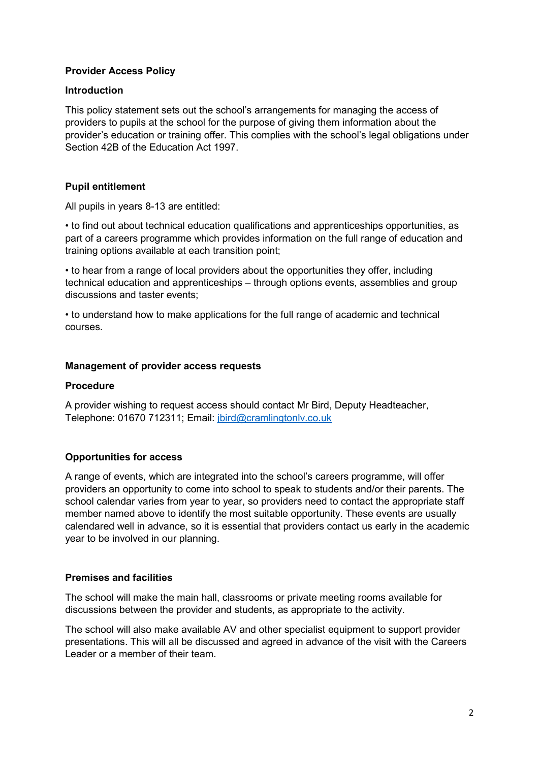## Provider Access Policy

### Introduction

This policy statement sets out the school's arrangements for managing the access of providers to pupils at the school for the purpose of giving them information about the provider's education or training offer. This complies with the school's legal obligations under Section 42B of the Education Act 1997.

### Pupil entitlement

All pupils in years 8-13 are entitled:

- to find out about technical education qualifications and apprenticeships opportunities, as part of a careers programme which provides information on the full range of education and training options available at each transition point;
- to hear from a range of local providers about the opportunities they offer, including technical education and apprenticeships – through options events, assemblies and group discussions and taster events;
- to understand how to make applications for the full range of academic and technical courses.

### Management of provider access requests

#### Procedure

A provider wishing to request access should contact Mr Bird, Deputy Headteacher, Telephone: 01670 712311; Email: [jbird@cramlingtonlv.co.uk](mailto:jbird@cramlingtonlv.co.uk)

### Opportunities for access

A range of events, which are integrated into the school's careers programme, will offer providers an opportunity to come into school to speak to students and/or their parents. The school calendar varies from year to year, so providers need to contact the appropriate staff member named above to identify the most suitable opportunity. These events are usually calendared well in advance, so it is essential that providers contact us early in the academic year to be involved in our planning.

### Premises and facilities

The school will make the main hall, classrooms or private meeting rooms available for discussions between the provider and students, as appropriate to the activity.

The school will also make available AV and other specialist equipment to support provider presentations. This will all be discussed and agreed in advance of the visit with the Careers Leader or a member of their team.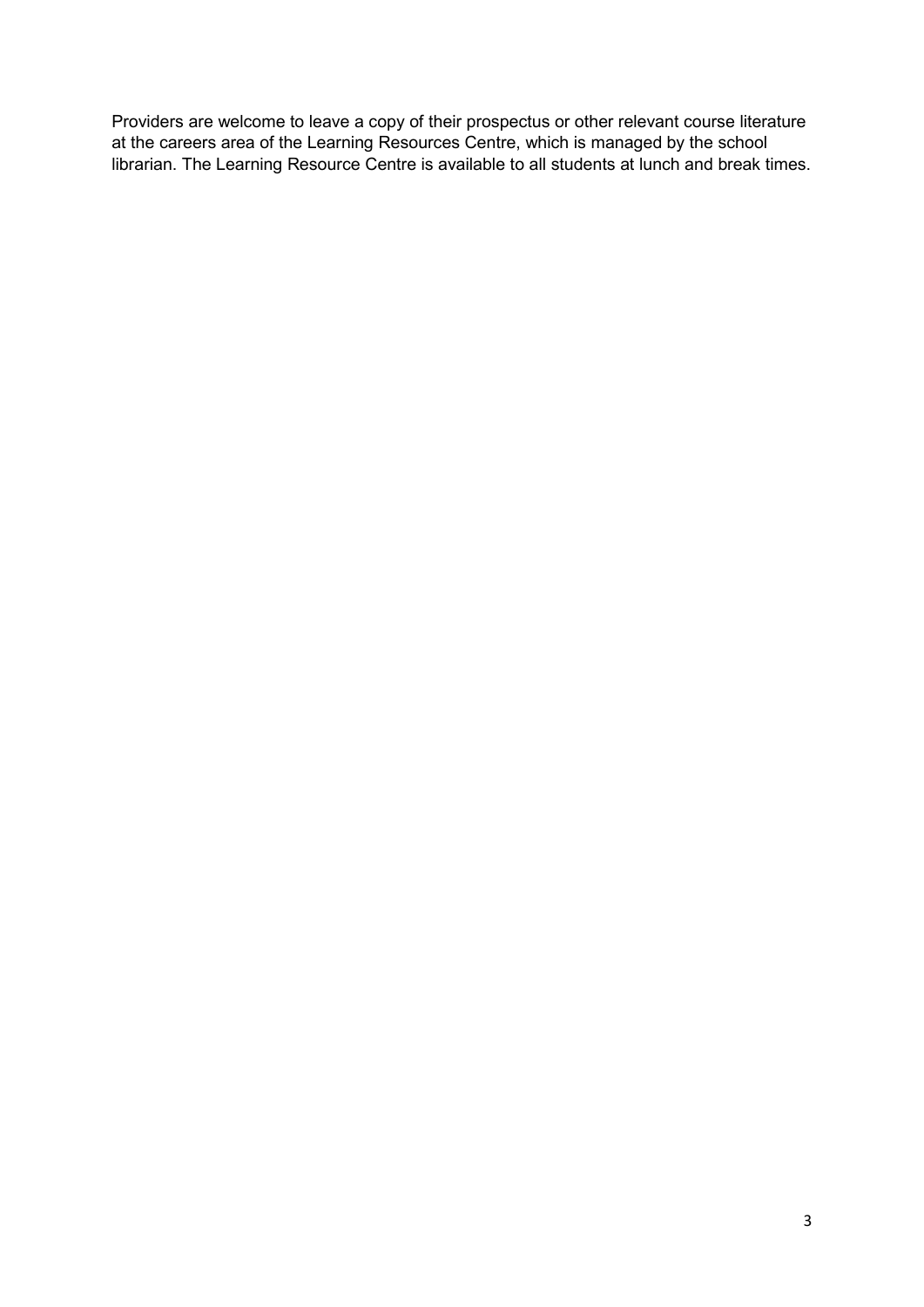Providers are welcome to leave a copy of their prospectus or other relevant course literature at the careers area of the Learning Resources Centre, which is managed by the school librarian. The Learning Resource Centre is available to all students at lunch and break times.